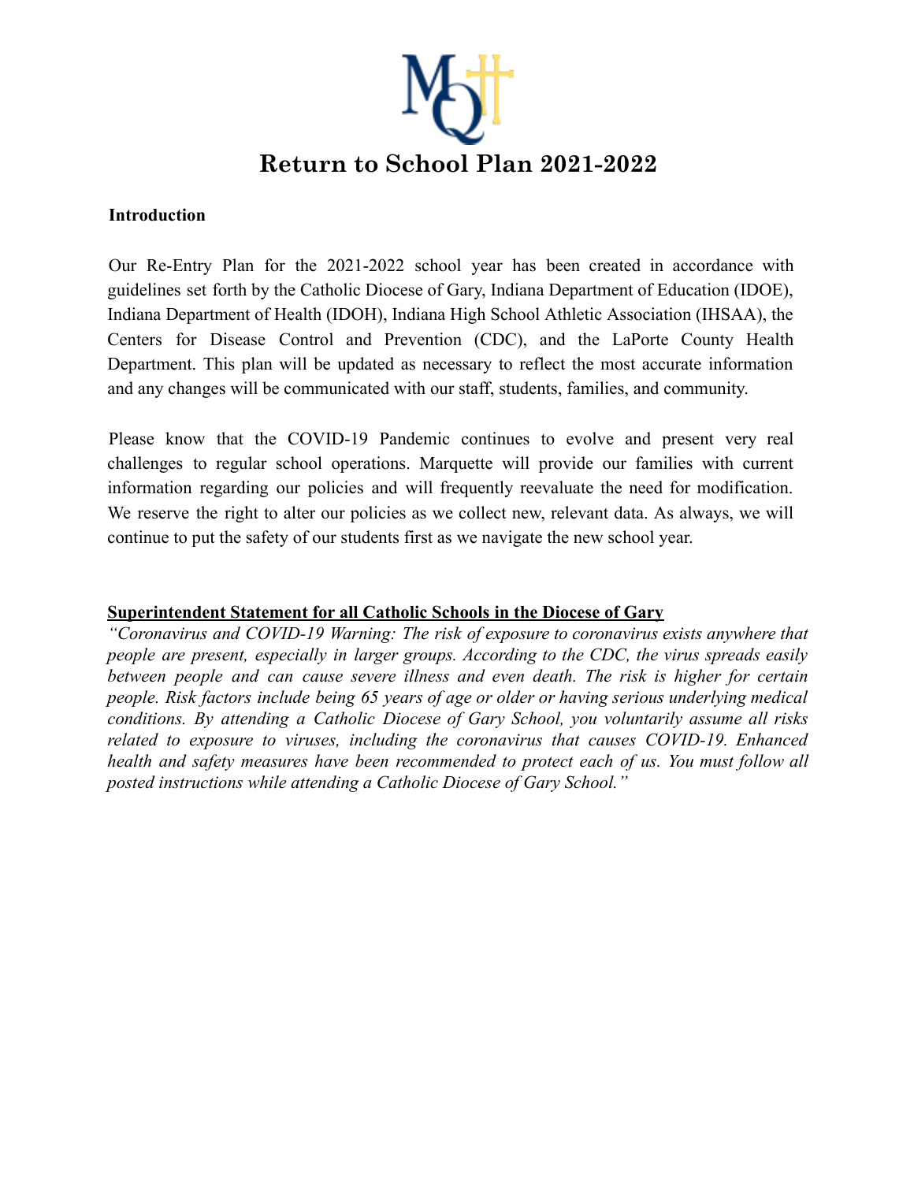# Return to School Plan 2021-2022

**Introduction**

Our Re-Entry Plan for the 2021-2022 school year has been created in accordance with guidelines set forth by the Catholic Diocese of Gary, Indiana Department of Education (IDOE), Indiana Department of Health (IDOH), Indiana High School Athletic Association (IHSAA), the Centers for Disease Control and Prevention (CDC), and the LaPorte County Health Department. This plan will be updated as necessary to reflect the most accurate information and any changes will be communicated with our staff, students, families, and community.

Please know that the COVID-19 Pandemic continues to evolve and present very real challenges to regular school operations. Marquette will provide our families with current information regarding our policies and will frequently reevaluate the need for modification. We reserve the right to alter our policies as we collect new, relevant data. As always, we will continue to put the safety of our students first as we navigate the new school year.

**<u>Superintendent Statement for all Catholic Schools in the Diocese of Gary</u>**

*"Coronavirus and COVID-19 Warning: The risk of exposure to coronavirus exists anywhere that people are present, especially in larger groups. According to the CDC, the virus spreads easily between people and can cause severe illness and even death. The risk is higher for certain people. Risk factors include being 65 years of age or older or having serious underlying medical conditions. By attending a Catholic Diocese of Gary School, you voluntarily assume all risks related to exposure to viruses, including the coronavirus that causes COVID-19. Enhanced health and safety measures have been recommended to protect each of us. You must follow all posted instructions while attending a Catholic Diocese of Gary School."*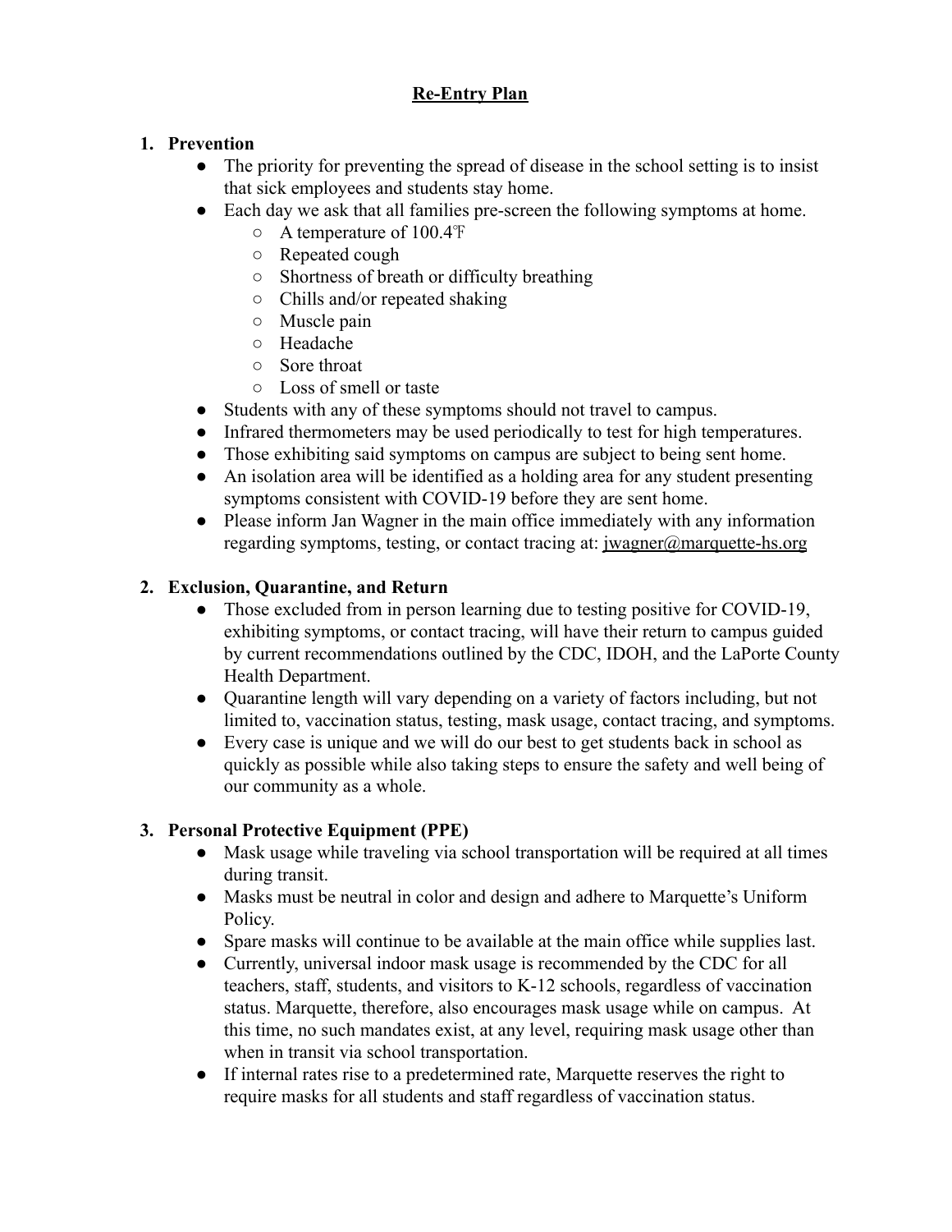# Re-Entry Plan

1. **Prevention**
   - The priority for preventing the spread of disease in the school setting is to insist that sick employees and students stay home.
   - Each day we ask that all families pre-screen the following symptoms at home.
     - A temperature of 100.4℉
     - Repeated cough
     - Shortness of breath or difficulty breathing
     - Chills and/or repeated shaking
     - Muscle pain
     - Headache
     - Sore throat
     - Loss of smell or taste
   - Students with any of these symptoms should not travel to campus.
   - Infrared thermometers may be used periodically to test for high temperatures.
   - Those exhibiting said symptoms on campus are subject to being sent home.
   - An isolation area will be identified as a holding area for any student presenting symptoms consistent with COVID-19 before they are sent home.
   - Please inform Jan Wagner in the main office immediately with any information regarding symptoms, testing, or contact tracing at: jwagner@marquette-hs.org

2. **Exclusion, Quarantine, and Return**
   - Those excluded from in person learning due to testing positive for COVID-19, exhibiting symptoms, or contact tracing, will have their return to campus guided by current recommendations outlined by the CDC, IDOH, and the LaPorte County Health Department.
   - Quarantine length will vary depending on a variety of factors including, but not limited to, vaccination status, testing, mask usage, contact tracing, and symptoms.
   - Every case is unique and we will do our best to get students back in school as quickly as possible while also taking steps to ensure the safety and well being of our community as a whole.

3. **Personal Protective Equipment (PPE)**
   - Mask usage while traveling via school transportation will be required at all times during transit.
   - Masks must be neutral in color and design and adhere to Marquette's Uniform Policy.
   - Spare masks will continue to be available at the main office while supplies last.
   - Currently, universal indoor mask usage is recommended by the CDC for all teachers, staff, students, and visitors to K-12 schools, regardless of vaccination status. Marquette, therefore, also encourages mask usage while on campus. At this time, no such mandates exist, at any level, requiring mask usage other than when in transit via school transportation.
   - If internal rates rise to a predetermined rate, Marquette reserves the right to require masks for all students and staff regardless of vaccination status.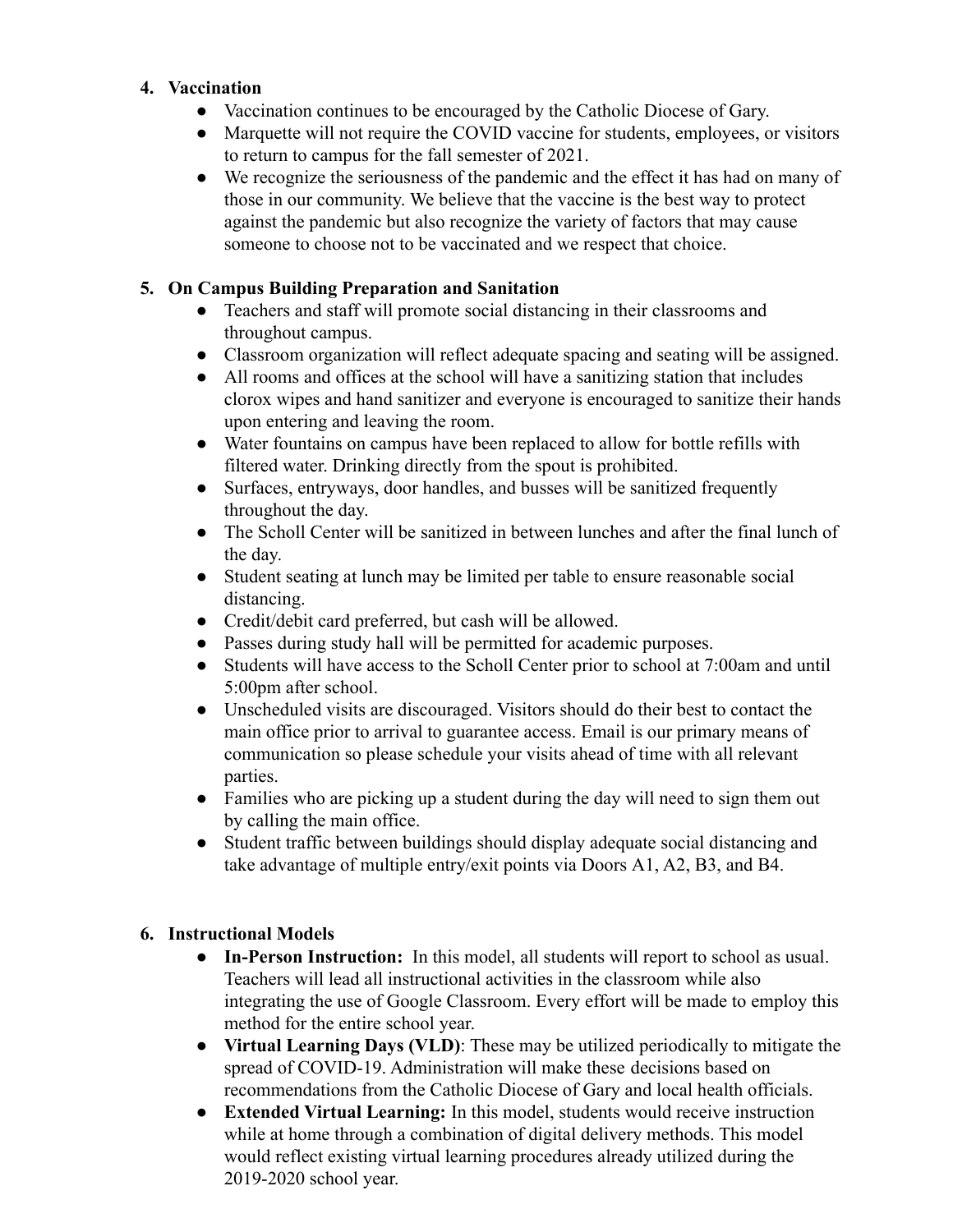4. **Vaccination**
    - Vaccination continues to be encouraged by the Catholic Diocese of Gary.
    - Marquette will not require the COVID vaccine for students, employees, or visitors to return to campus for the fall semester of 2021.
    - We recognize the seriousness of the pandemic and the effect it has had on many of those in our community. We believe that the vaccine is the best way to protect against the pandemic but also recognize the variety of factors that may cause someone to choose not to be vaccinated and we respect that choice.

5. **On Campus Building Preparation and Sanitation**
    - Teachers and staff will promote social distancing in their classrooms and throughout campus.
    - Classroom organization will reflect adequate spacing and seating will be assigned.
    - All rooms and offices at the school will have a sanitizing station that includes clorox wipes and hand sanitizer and everyone is encouraged to sanitize their hands upon entering and leaving the room.
    - Water fountains on campus have been replaced to allow for bottle refills with filtered water. Drinking directly from the spout is prohibited.
    - Surfaces, entryways, door handles, and busses will be sanitized frequently throughout the day.
    - The Scholl Center will be sanitized in between lunches and after the final lunch of the day.
    - Student seating at lunch may be limited per table to ensure reasonable social distancing.
    - Credit/debit card preferred, but cash will be allowed.
    - Passes during study hall will be permitted for academic purposes.
    - Students will have access to the Scholl Center prior to school at 7:00am and until 5:00pm after school.
    - Unscheduled visits are discouraged. Visitors should do their best to contact the main office prior to arrival to guarantee access. Email is our primary means of communication so please schedule your visits ahead of time with all relevant parties.
    - Families who are picking up a student during the day will need to sign them out by calling the main office.
    - Student traffic between buildings should display adequate social distancing and take advantage of multiple entry/exit points via Doors A1, A2, B3, and B4.

6. **Instructional Models**
    - **In-Person Instruction:** In this model, all students will report to school as usual. Teachers will lead all instructional activities in the classroom while also integrating the use of Google Classroom. Every effort will be made to employ this method for the entire school year.
    - **Virtual Learning Days (VLD)**: These may be utilized periodically to mitigate the spread of COVID-19. Administration will make these decisions based on recommendations from the Catholic Diocese of Gary and local health officials.
    - **Extended Virtual Learning:** In this model, students would receive instruction while at home through a combination of digital delivery methods. This model would reflect existing virtual learning procedures already utilized during the 2019-2020 school year.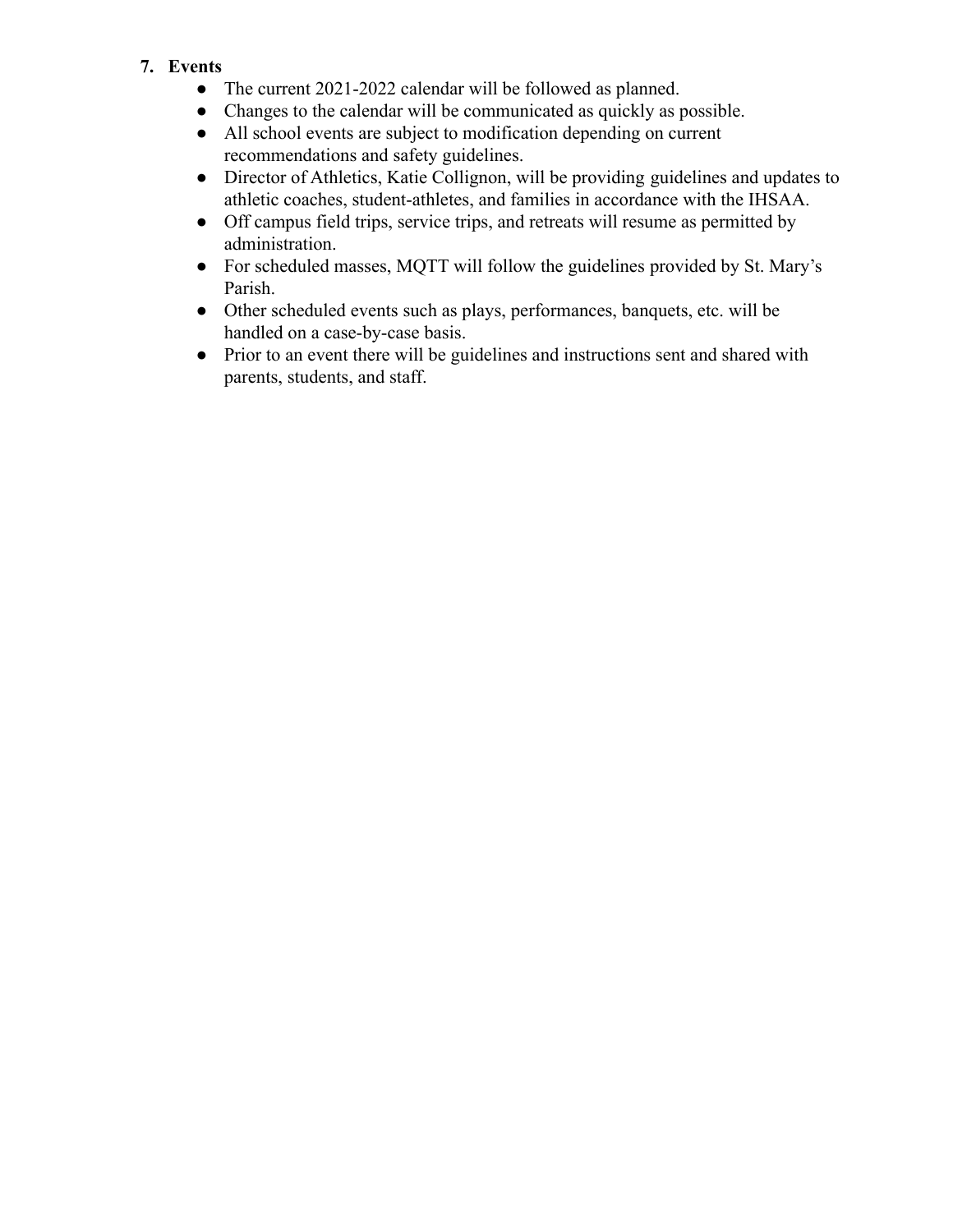7. **Events**
    - The current 2021-2022 calendar will be followed as planned.
    - Changes to the calendar will be communicated as quickly as possible.
    - All school events are subject to modification depending on current recommendations and safety guidelines.
    - Director of Athletics, Katie Collignon, will be providing guidelines and updates to athletic coaches, student-athletes, and families in accordance with the IHSAA.
    - Off campus field trips, service trips, and retreats will resume as permitted by administration.
    - For scheduled masses, MQTT will follow the guidelines provided by St. Mary's Parish.
    - Other scheduled events such as plays, performances, banquets, etc. will be handled on a case-by-case basis.
    - Prior to an event there will be guidelines and instructions sent and shared with parents, students, and staff.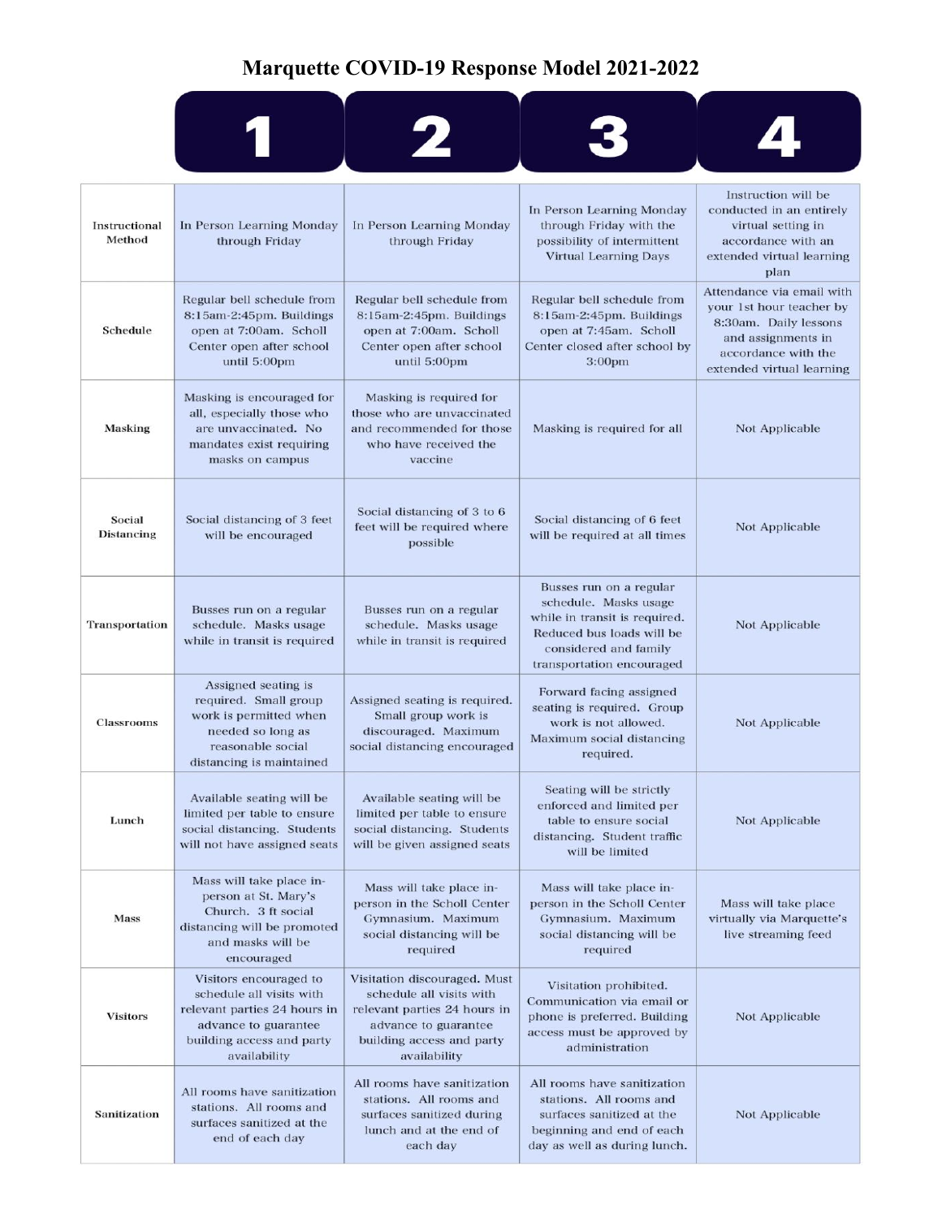# Marquette COVID-19 Response Model 2021-2022

| | 1 | 2 | 3 | 4 |
|---|---|---|---|---|
| Instructional Method | In Person Learning Monday through Friday | In Person Learning Monday through Friday | In Person Learning Monday through Friday with the possibility of intermittent Virtual Learning Days | Instruction will be conducted in an entirely virtual setting in accordance with an extended virtual learning plan |
| Schedule | Regular bell schedule from 8:15am-2:45pm. Buildings open at 7:00am. Scholl Center open after school until 5:00pm | Regular bell schedule from 8:15am-2:45pm. Buildings open at 7:00am. Scholl Center open after school until 5:00pm | Regular bell schedule from 8:15am-2:45pm. Buildings open at 7:45am. Scholl Center closed after school by 3:00pm | Attendance via email with your 1st hour teacher by 8:30am. Daily lessons and assignments in accordance with the extended virtual learning |
| Masking | Masking is encouraged for all, especially those who are unvaccinated. No mandates exist requiring masks on campus | Masking is required for those who are unvaccinated and recommended for those who have received the vaccine | Masking is required for all | Not Applicable |
| Social Distancing | Social distancing of 3 feet will be encouraged | Social distancing of 3 to 6 feet will be required where possible | Social distancing of 6 feet will be required at all times | Not Applicable |
| Transportation | Busses run on a regular schedule. Masks usage while in transit is required | Busses run on a regular schedule. Masks usage while in transit is required | Busses run on a regular schedule. Masks usage while in transit is required. Reduced bus loads will be considered and family transportation encouraged | Not Applicable |
| Classrooms | Assigned seating is required. Small group work is permitted when needed so long as reasonable social distancing is maintained | Assigned seating is required. Small group work is discouraged. Maximum social distancing encouraged | Forward facing assigned seating is required. Group work is not allowed. Maximum social distancing required. | Not Applicable |
| Lunch | Available seating will be limited per table to ensure social distancing. Students will not have assigned seats | Available seating will be limited per table to ensure social distancing. Students will be given assigned seats | Seating will be strictly enforced and limited per table to ensure social distancing. Student traffic will be limited | Not Applicable |
| Mass | Mass will take place in-person at St. Mary's Church. 3 ft social distancing will be promoted and masks will be encouraged | Mass will take place in-person in the Scholl Center Gymnasium. Maximum social distancing will be required | Mass will take place in-person in the Scholl Center Gymnasium. Maximum social distancing will be required | Mass will take place virtually via Marquette's live streaming feed |
| Visitors | Visitors encouraged to schedule all visits with relevant parties 24 hours in advance to guarantee building access and party availability | Visitation discouraged. Must schedule all visits with relevant parties 24 hours in advance to guarantee building access and party availability | Visitation prohibited. Communication via email or phone is preferred. Building access must be approved by administration | Not Applicable |
| Sanitization | All rooms have sanitization stations. All rooms and surfaces sanitized at the end of each day | All rooms have sanitization stations. All rooms and surfaces sanitized during lunch and at the end of each day | All rooms have sanitization stations. All rooms and surfaces sanitized at the beginning and end of each day as well as during lunch. | Not Applicable |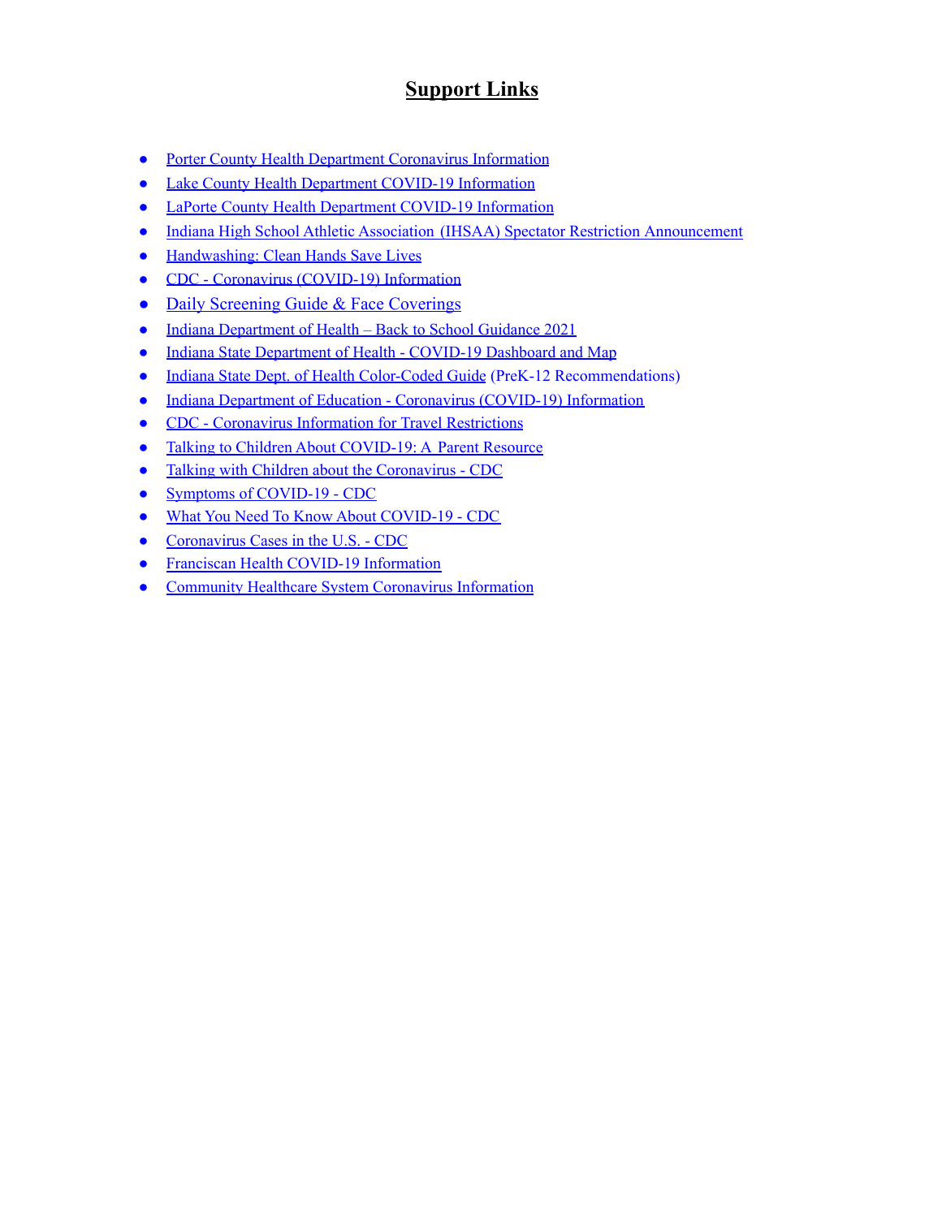# Support Links

- Porter County Health Department Coronavirus Information
- Lake County Health Department COVID-19 Information
- LaPorte County Health Department COVID-19 Information
- Indiana High School Athletic Association (IHSAA) Spectator Restriction Announcement
- Handwashing: Clean Hands Save Lives
- CDC - Coronavirus (COVID-19) Information
- Daily Screening Guide & Face Coverings
- Indiana Department of Health – Back to School Guidance 2021
- Indiana State Department of Health - COVID-19 Dashboard and Map
- Indiana State Dept. of Health Color-Coded Guide (PreK-12 Recommendations)
- Indiana Department of Education - Coronavirus (COVID-19) Information
- CDC - Coronavirus Information for Travel Restrictions
- Talking to Children About COVID-19: A Parent Resource
- Talking with Children about the Coronavirus - CDC
- Symptoms of COVID-19 - CDC
- What You Need To Know About COVID-19 - CDC
- Coronavirus Cases in the U.S. - CDC
- Franciscan Health COVID-19 Information
- Community Healthcare System Coronavirus Information